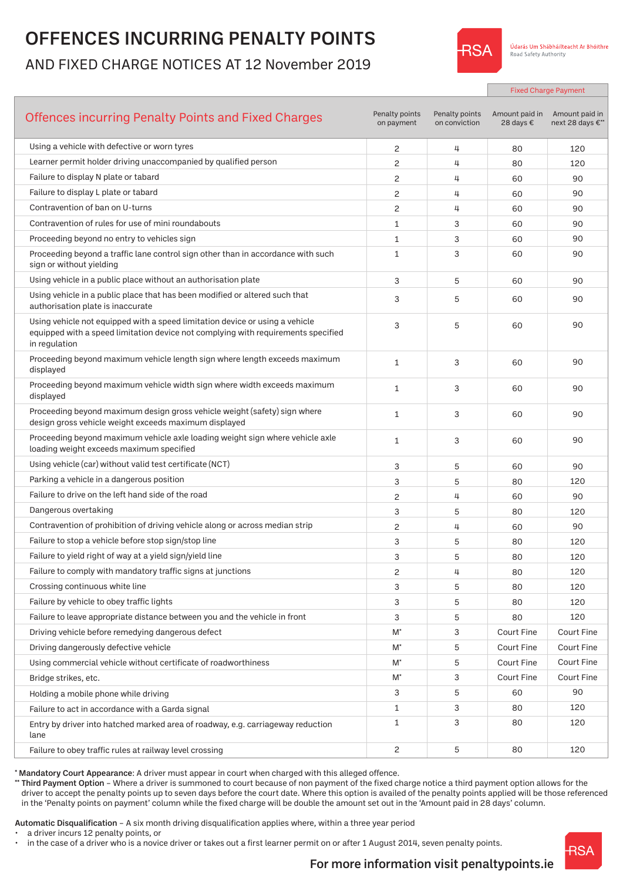# OFFENCES INCURRING PENALTY POINTS

## AND FIXED CHARGE NOTICES AT 12 November 2019

Údarás Um Shábháilteacht Ar Bhóithre
Road Safety Authority

| Offences incurring Penalty Points and Fixed Charges | Penalty points on payment | Penalty points on conviction | Fixed Charge Payment: Amount paid in 28 days € | Fixed Charge Payment: Amount paid in next 28 days €** |
|---|---|---|---|---|
| Using a vehicle with defective or worn tyres | 2 | 4 | 80 | 120 |
| Learner permit holder driving unaccompanied by qualified person | 2 | 4 | 80 | 120 |
| Failure to display N plate or tabard | 2 | 4 | 60 | 90 |
| Failure to display L plate or tabard | 2 | 4 | 60 | 90 |
| Contravention of ban on U-turns | 2 | 4 | 60 | 90 |
| Contravention of rules for use of mini roundabouts | 1 | 3 | 60 | 90 |
| Proceeding beyond no entry to vehicles sign | 1 | 3 | 60 | 90 |
| Proceeding beyond a traffic lane control sign other than in accordance with such sign or without yielding | 1 | 3 | 60 | 90 |
| Using vehicle in a public place without an authorisation plate | 3 | 5 | 60 | 90 |
| Using vehicle in a public place that has been modified or altered such that authorisation plate is inaccurate | 3 | 5 | 60 | 90 |
| Using vehicle not equipped with a speed limitation device or using a vehicle equipped with a speed limitation device not complying with requirements specified in regulation | 3 | 5 | 60 | 90 |
| Proceeding beyond maximum vehicle length sign where length exceeds maximum displayed | 1 | 3 | 60 | 90 |
| Proceeding beyond maximum vehicle width sign where width exceeds maximum displayed | 1 | 3 | 60 | 90 |
| Proceeding beyond maximum design gross vehicle weight (safety) sign where design gross vehicle weight exceeds maximum displayed | 1 | 3 | 60 | 90 |
| Proceeding beyond maximum vehicle axle loading weight sign where vehicle axle loading weight exceeds maximum specified | 1 | 3 | 60 | 90 |
| Using vehicle (car) without valid test certificate (NCT) | 3 | 5 | 60 | 90 |
| Parking a vehicle in a dangerous position | 3 | 5 | 80 | 120 |
| Failure to drive on the left hand side of the road | 2 | 4 | 60 | 90 |
| Dangerous overtaking | 3 | 5 | 80 | 120 |
| Contravention of prohibition of driving vehicle along or across median strip | 2 | 4 | 60 | 90 |
| Failure to stop a vehicle before stop sign/stop line | 3 | 5 | 80 | 120 |
| Failure to yield right of way at a yield sign/yield line | 3 | 5 | 80 | 120 |
| Failure to comply with mandatory traffic signs at junctions | 2 | 4 | 80 | 120 |
| Crossing continuous white line | 3 | 5 | 80 | 120 |
| Failure by vehicle to obey traffic lights | 3 | 5 | 80 | 120 |
| Failure to leave appropriate distance between you and the vehicle in front | 3 | 5 | 80 | 120 |
| Driving vehicle before remedying dangerous defect | M* | 3 | Court Fine | Court Fine |
| Driving dangerously defective vehicle | M* | 5 | Court Fine | Court Fine |
| Using commercial vehicle without certificate of roadworthiness | M* | 5 | Court Fine | Court Fine |
| Bridge strikes, etc. | M* | 3 | Court Fine | Court Fine |
| Holding a mobile phone while driving | 3 | 5 | 60 | 90 |
| Failure to act in accordance with a Garda signal | 1 | 3 | 80 | 120 |
| Entry by driver into hatched marked area of roadway, e.g. carriageway reduction lane | 1 | 3 | 80 | 120 |
| Failure to obey traffic rules at railway level crossing | 2 | 5 | 80 | 120 |

\* **Mandatory Court Appearance**: A driver must appear in court when charged with this alleged offence.

\*\* **Third Payment Option** – Where a driver is summoned to court because of non payment of the fixed charge notice a third payment option allows for the driver to accept the penalty points up to seven days before the court date. Where this option is availed of the penalty points applied will be those referenced in the 'Penalty points on payment' column while the fixed charge will be double the amount set out in the 'Amount paid in 28 days' column.

**Automatic Disqualification** – A six month driving disqualification applies where, within a three year period

- a driver incurs 12 penalty points, or
- in the case of a driver who is a novice driver or takes out a first learner permit on or after 1 August 2014, seven penalty points.

**For more information visit penaltypoints.ie**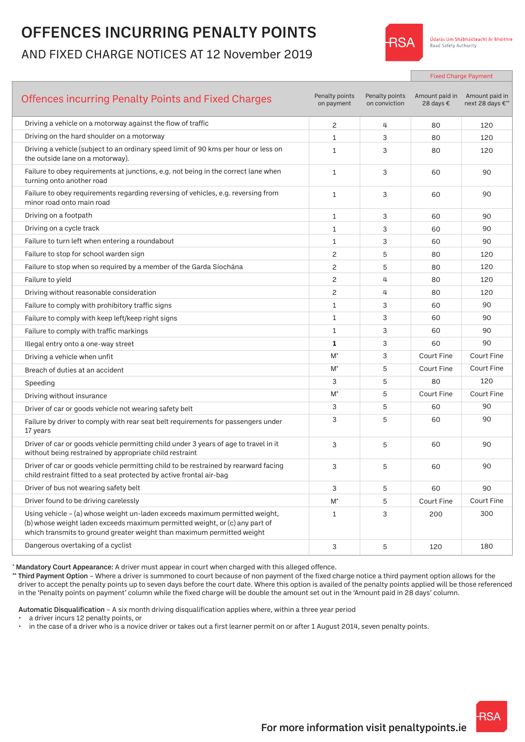# OFFENCES INCURRING PENALTY POINTS

## AND FIXED CHARGE NOTICES AT 12 November 2019

Údarás Um Shábháilteacht Ar Bhóithre
Road Safety Authority

| Offences incurring Penalty Points and Fixed Charges | Penalty points on payment | Penalty points on conviction | Fixed Charge Payment: Amount paid in 28 days € | Fixed Charge Payment: Amount paid in next 28 days €** |
|---|---|---|---|---|
| Driving a vehicle on a motorway against the flow of traffic | 2 | 4 | 80 | 120 |
| Driving on the hard shoulder on a motorway | 1 | 3 | 80 | 120 |
| Driving a vehicle (subject to an ordinary speed limit of 90 kms per hour or less on the outside lane on a motorway). | 1 | 3 | 80 | 120 |
| Failure to obey requirements at junctions, e.g. not being in the correct lane when turning onto another road | 1 | 3 | 60 | 90 |
| Failure to obey requirements regarding reversing of vehicles, e.g. reversing from minor road onto main road | 1 | 3 | 60 | 90 |
| Driving on a footpath | 1 | 3 | 60 | 90 |
| Driving on a cycle track | 1 | 3 | 60 | 90 |
| Failure to turn left when entering a roundabout | 1 | 3 | 60 | 90 |
| Failure to stop for school warden sign | 2 | 5 | 80 | 120 |
| Failure to stop when so required by a member of the Garda Síochána | 2 | 5 | 80 | 120 |
| Failure to yield | 2 | 4 | 80 | 120 |
| Driving without reasonable consideration | 2 | 4 | 80 | 120 |
| Failure to comply with prohibitory traffic signs | 1 | 3 | 60 | 90 |
| Failure to comply with keep left/keep right signs | 1 | 3 | 60 | 90 |
| Failure to comply with traffic markings | 1 | 3 | 60 | 90 |
| Illegal entry onto a one-way street | **1** | 3 | 60 | 90 |
| Driving a vehicle when unfit | M* | 3 | Court Fine | Court Fine |
| Breach of duties at an accident | M* | 5 | Court Fine | Court Fine |
| Speeding | 3 | 5 | 80 | 120 |
| Driving without insurance | M* | 5 | Court Fine | Court Fine |
| Driver of car or goods vehicle not wearing safety belt | 3 | 5 | 60 | 90 |
| Failure by driver to comply with rear seat belt requirements for passengers under 17 years | 3 | 5 | 60 | 90 |
| Driver of car or goods vehicle permitting child under 3 years of age to travel in it without being restrained by appropriate child restraint | 3 | 5 | 60 | 90 |
| Driver of car or goods vehicle permitting child to be restrained by rearward facing child restraint fitted to a seat protected by active frontal air-bag | 3 | 5 | 60 | 90 |
| Driver of bus not wearing safety belt | 3 | 5 | 60 | 90 |
| Driver found to be driving carelessly | M* | 5 | Court Fine | Court Fine |
| Using vehicle – (a) whose weight un-laden exceeds maximum permitted weight, (b) whose weight laden exceeds maximum permitted weight, or (c) any part of which transmits to ground greater weight than maximum permitted weight | 1 | 3 | 200 | 300 |
| Dangerous overtaking of a cyclist | 3 | 5 | 120 | 180 |

\* **Mandatory Court Appearance:** A driver must appear in court when charged with this alleged offence.

\*\* **Third Payment Option** – Where a driver is summoned to court because of non payment of the fixed charge notice a third payment option allows for the driver to accept the penalty points up to seven days before the court date. Where this option is availed of the penalty points applied will be those referenced in the 'Penalty points on payment' column while the fixed charge will be double the amount set out in the 'Amount paid in 28 days' column.

**Automatic Disqualification** – A six month driving disqualification applies where, within a three year period

- a driver incurs 12 penalty points, or
- in the case of a driver who is a novice driver or takes out a first learner permit on or after 1 August 2014, seven penalty points.

**For more information visit penaltypoints.ie**